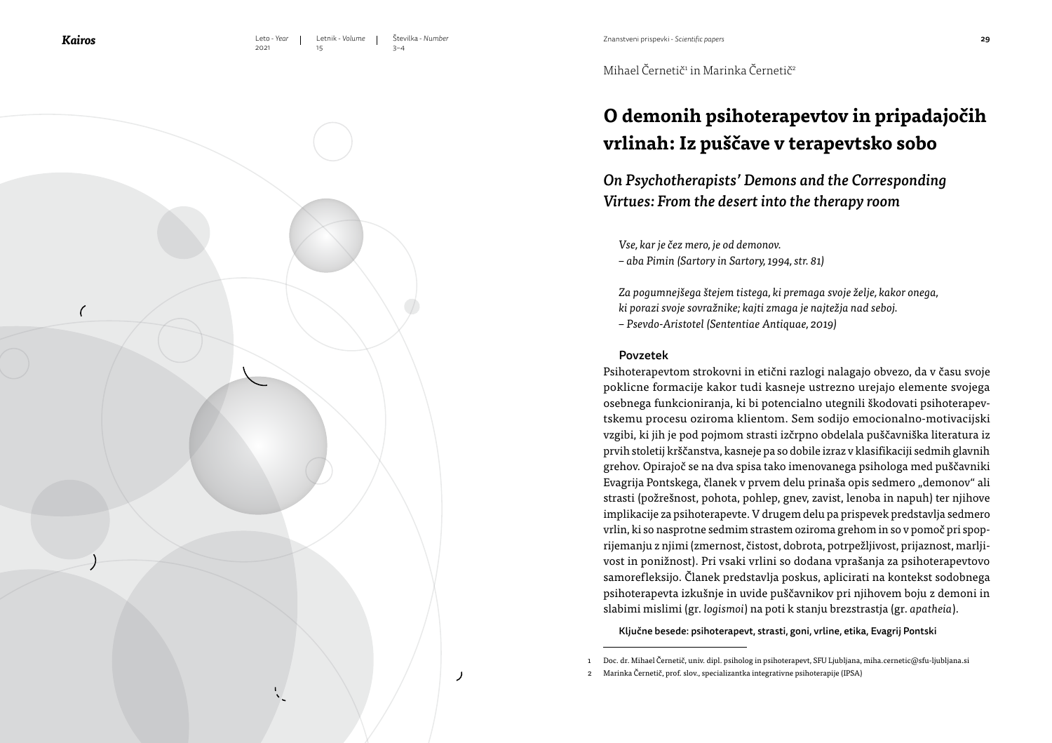Mihael Černetič[1] in Marinka Černetič[2]

# O demonih psihoterapevtov in pripadajočih vrlinah: Iz puščave v terapevtsko sobo

## *On Psychotherapists' Demons and the Corresponding Virtues: From the desert into the therapy room*

*Vse, kar je čez mero, je od demonov.*
*– aba Pimin (Sartory in Sartory, 1994, str. 81)*

*Za pogumnejšega štejem tistega, ki premaga svoje želje, kakor onega, ki porazi svoje sovražnike; kajti zmaga je najtežja nad seboj.*
*– Psevdo-Aristotel (Sententiae Antiquae, 2019)*

### Povzetek

Psihoterapevtom strokovni in etični razlogi nalagajo obvezo, da v času svoje poklicne formacije kakor tudi kasneje ustrezno urejajo elemente svojega osebnega funkcioniranja, ki bi potencialno utegnili škodovati psihoterapevtskemu procesu oziroma klientom. Sem sodijo emocionalno-motivacijski vzgibi, ki jih je pod pojmom strasti izčrpno obdelala puščavniška literatura iz prvih stoletij krščanstva, kasneje pa so dobile izraz v klasifikaciji sedmih glavnih grehov. Opirajoč se na dva spisa tako imenovanega psihologa med puščavniki Evagrija Pontskega, članek v prvem delu prinaša opis sedmero „demonov" ali strasti (požrešnost, pohota, pohlep, gnev, zavist, lenoba in napuh) ter njihove implikacije za psihoterapevte. V drugem delu pa prispevek predstavlja sedmero vrlin, ki so nasprotne sedmim strastem oziroma grehom in so v pomoč pri spoprijemanju z njimi (zmernost, čistost, dobrota, potrpežljivost, prijaznost, marljivost in ponižnost). Pri vsaki vrlini so dodana vprašanja za psihoterapevtovo samorefleksijo. Članek predstavlja poskus, aplicirati na kontekst sodobnega psihoterapevta izkušnje in uvide puščavnikov pri njihovem boju z demoni in slabimi mislimi (gr. *logismoi*) na poti k stanju brezstrastja (gr. *apatheia*).

**Ključne besede: psihoterapevt, strasti, goni, vrline, etika, Evagrij Pontski**

---

1 Doc. dr. Mihael Černetič, univ. dipl. psiholog in psihoterapevt, SFU Ljubljana, miha.cernetic@sfu-ljubljana.si

2 Marinka Černetič, prof. slov., specializantka integrativne psihoterapije (IPSA)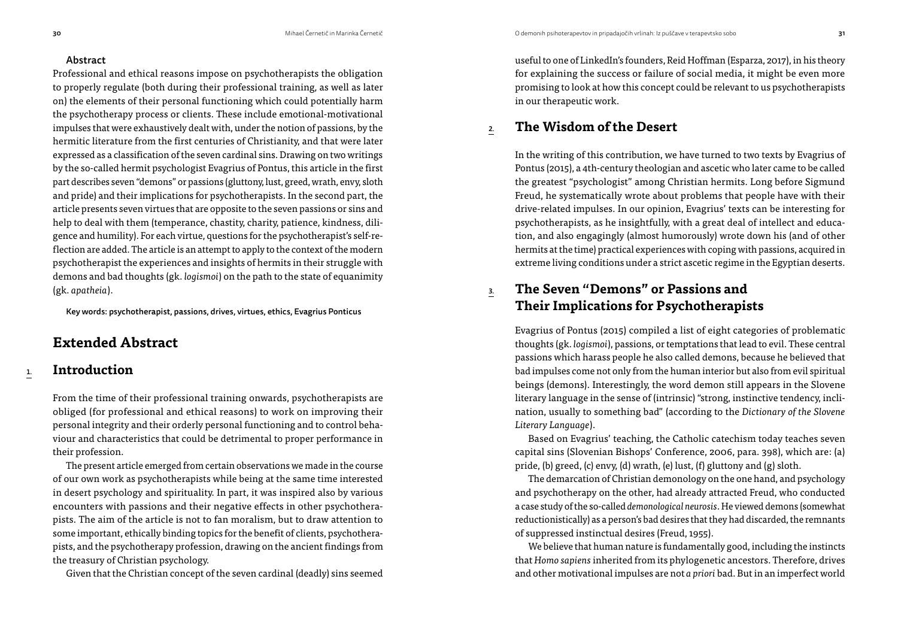#### Abstract

Professional and ethical reasons impose on psychotherapists the obligation to properly regulate (both during their professional training, as well as later on) the elements of their personal functioning which could potentially harm the psychotherapy process or clients. These include emotional-motivational impulses that were exhaustively dealt with, under the notion of passions, by the hermitic literature from the first centuries of Christianity, and that were later expressed as a classification of the seven cardinal sins. Drawing on two writings by the so-called hermit psychologist Evagrius of Pontus, this article in the first part describes seven "demons" or passions (gluttony, lust, greed, wrath, envy, sloth and pride) and their implications for psychotherapists. In the second part, the article presents seven virtues that are opposite to the seven passions or sins and help to deal with them (temperance, chastity, charity, patience, kindness, diligence and humility). For each virtue, questions for the psychotherapist's self-reflection are added. The article is an attempt to apply to the context of the modern psychotherapist the experiences and insights of hermits in their struggle with demons and bad thoughts (gk. *logismoi*) on the path to the state of equanimity (gk. *apatheia*).

Key words: psychotherapist, passions, drives, virtues, ethics, Evagrius Ponticus

# Extended Abstract

## 1. Introduction

From the time of their professional training onwards, psychotherapists are obliged (for professional and ethical reasons) to work on improving their personal integrity and their orderly personal functioning and to control behaviour and characteristics that could be detrimental to proper performance in their profession.

The present article emerged from certain observations we made in the course of our own work as psychotherapists while being at the same time interested in desert psychology and spirituality. In part, it was inspired also by various encounters with passions and their negative effects in other psychotherapists. The aim of the article is not to fan moralism, but to draw attention to some important, ethically binding topics for the benefit of clients, psychotherapists, and the psychotherapy profession, drawing on the ancient findings from the treasury of Christian psychology.

Given that the Christian concept of the seven cardinal (deadly) sins seemed useful to one of LinkedIn's founders, Reid Hoffman (Esparza, 2017), in his theory for explaining the success or failure of social media, it might be even more promising to look at how this concept could be relevant to us psychotherapists in our therapeutic work.

## 2. The Wisdom of the Desert

In the writing of this contribution, we have turned to two texts by Evagrius of Pontus (2015), a 4th-century theologian and ascetic who later came to be called the greatest "psychologist" among Christian hermits. Long before Sigmund Freud, he systematically wrote about problems that people have with their drive-related impulses. In our opinion, Evagrius' texts can be interesting for psychotherapists, as he insightfully, with a great deal of intellect and education, and also engagingly (almost humorously) wrote down his (and of other hermits at the time) practical experiences with coping with passions, acquired in extreme living conditions under a strict ascetic regime in the Egyptian deserts.

## 3. The Seven "Demons" or Passions and Their Implications for Psychotherapists

Evagrius of Pontus (2015) compiled a list of eight categories of problematic thoughts (gk. *logismoi*), passions, or temptations that lead to evil. These central passions which harass people he also called demons, because he believed that bad impulses come not only from the human interior but also from evil spiritual beings (demons). Interestingly, the word demon still appears in the Slovene literary language in the sense of (intrinsic) "strong, instinctive tendency, inclination, usually to something bad" (according to the *Dictionary of the Slovene Literary Language*).

Based on Evagrius' teaching, the Catholic catechism today teaches seven capital sins (Slovenian Bishops' Conference, 2006, para. 398), which are: (a) pride, (b) greed, (c) envy, (d) wrath, (e) lust, (f) gluttony and (g) sloth.

The demarcation of Christian demonology on the one hand, and psychology and psychotherapy on the other, had already attracted Freud, who conducted a case study of the so-called *demonological neurosis*. He viewed demons (somewhat reductionistically) as a person's bad desires that they had discarded, the remnants of suppressed instinctual desires (Freud, 1955).

We believe that human nature is fundamentally good, including the instincts that *Homo sapiens* inherited from its phylogenetic ancestors. Therefore, drives and other motivational impulses are not *a priori* bad. But in an imperfect world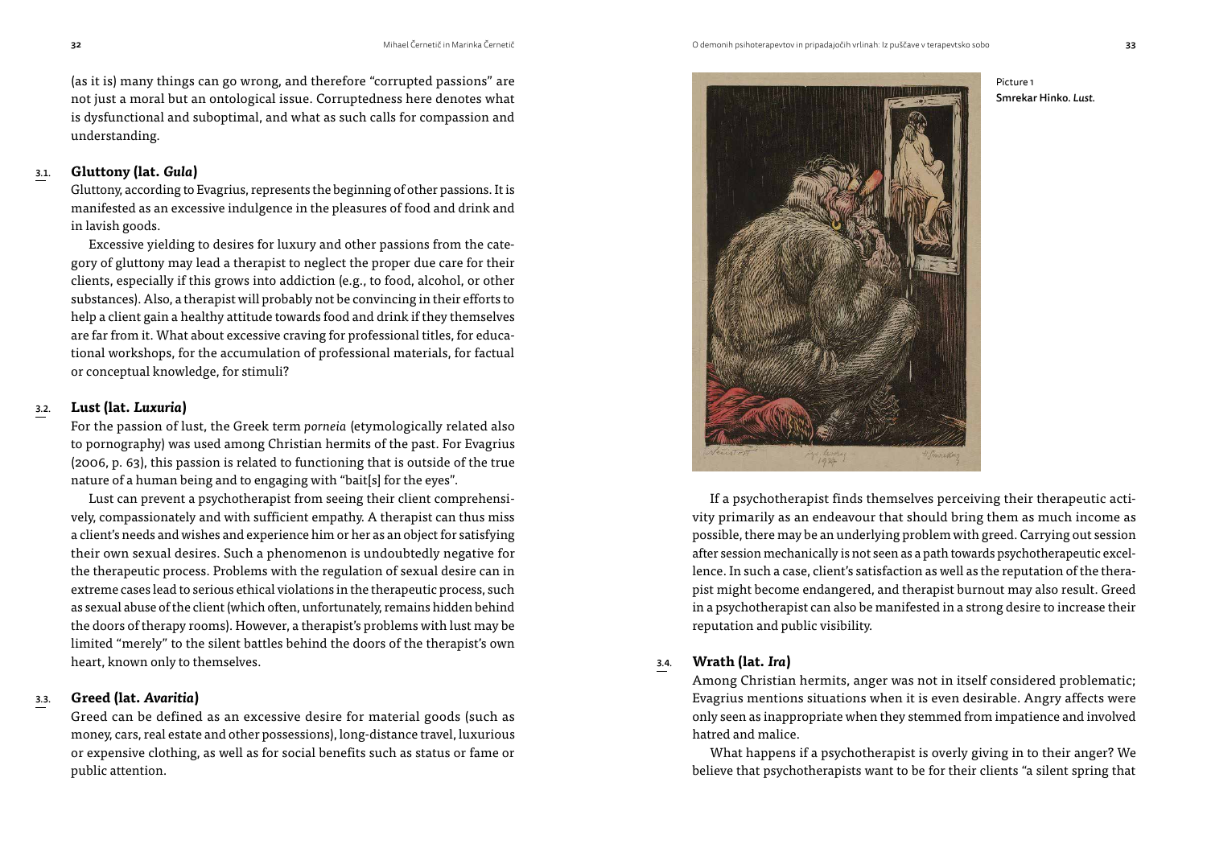(as it is) many things can go wrong, and therefore "corrupted passions" are not just a moral but an ontological issue. Corruptedness here denotes what is dysfunctional and suboptimal, and what as such calls for compassion and understanding.

### 3.1. Gluttony (lat. *Gula*)

Gluttony, according to Evagrius, represents the beginning of other passions. It is manifested as an excessive indulgence in the pleasures of food and drink and in lavish goods.

Excessive yielding to desires for luxury and other passions from the category of gluttony may lead a therapist to neglect the proper due care for their clients, especially if this grows into addiction (e.g., to food, alcohol, or other substances). Also, a therapist will probably not be convincing in their efforts to help a client gain a healthy attitude towards food and drink if they themselves are far from it. What about excessive craving for professional titles, for educational workshops, for the accumulation of professional materials, for factual or conceptual knowledge, for stimuli?

### 3.2. Lust (lat. *Luxuria*)

For the passion of lust, the Greek term *porneia* (etymologically related also to pornography) was used among Christian hermits of the past. For Evagrius (2006, p. 63), this passion is related to functioning that is outside of the true nature of a human being and to engaging with "bait[s] for the eyes".

Lust can prevent a psychotherapist from seeing their client comprehensively, compassionately and with sufficient empathy. A therapist can thus miss a client's needs and wishes and experience him or her as an object for satisfying their own sexual desires. Such a phenomenon is undoubtedly negative for the therapeutic process. Problems with the regulation of sexual desire can in extreme cases lead to serious ethical violations in the therapeutic process, such as sexual abuse of the client (which often, unfortunately, remains hidden behind the doors of therapy rooms). However, a therapist's problems with lust may be limited "merely" to the silent battles behind the doors of the therapist's own heart, known only to themselves.

### 3.3. Greed (lat. *Avaritia*)

Greed can be defined as an excessive desire for material goods (such as money, cars, real estate and other possessions), long-distance travel, luxurious or expensive clothing, as well as for social benefits such as status or fame or public attention.

Picture 1
**Smrekar Hinko. *Lust.***

If a psychotherapist finds themselves perceiving their therapeutic activity primarily as an endeavour that should bring them as much income as possible, there may be an underlying problem with greed. Carrying out session after session mechanically is not seen as a path towards psychotherapeutic excellence. In such a case, client's satisfaction as well as the reputation of the therapist might become endangered, and therapist burnout may also result. Greed in a psychotherapist can also be manifested in a strong desire to increase their reputation and public visibility.

### 3.4. Wrath (lat. *Ira*)

Among Christian hermits, anger was not in itself considered problematic; Evagrius mentions situations when it is even desirable. Angry affects were only seen as inappropriate when they stemmed from impatience and involved hatred and malice.

What happens if a psychotherapist is overly giving in to their anger? We believe that psychotherapists want to be for their clients "a silent spring that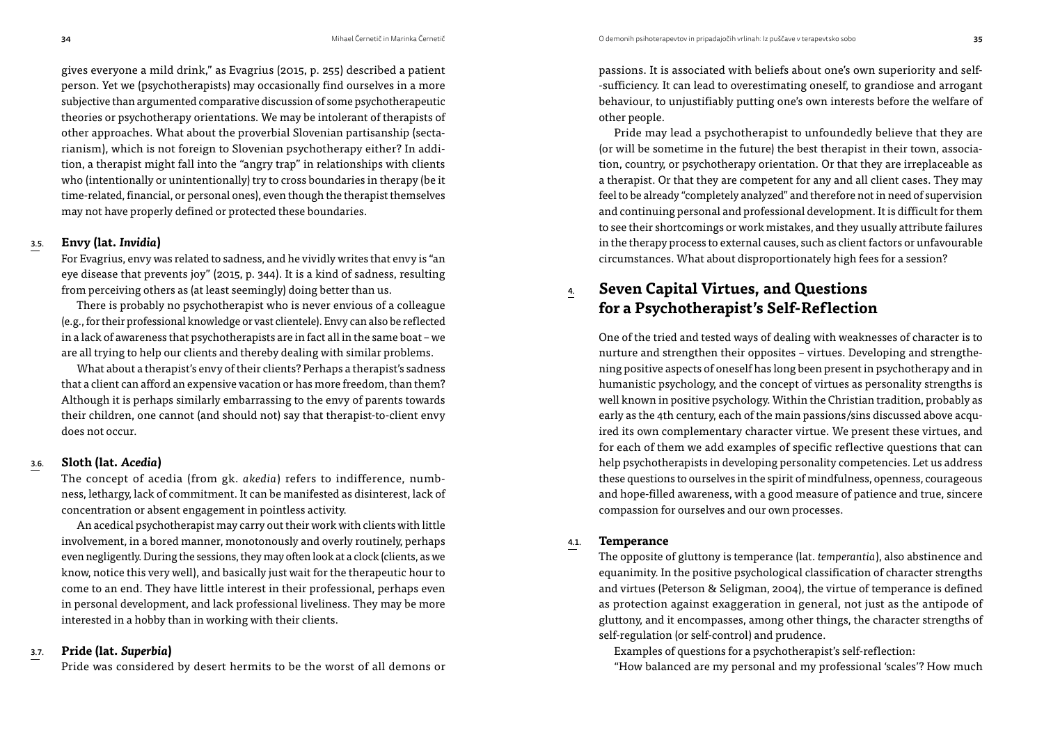gives everyone a mild drink," as Evagrius (2015, p. 255) described a patient person. Yet we (psychotherapists) may occasionally find ourselves in a more subjective than argumented comparative discussion of some psychotherapeutic theories or psychotherapy orientations. We may be intolerant of therapists of other approaches. What about the proverbial Slovenian partisanship (sectarianism), which is not foreign to Slovenian psychotherapy either? In addition, a therapist might fall into the "angry trap" in relationships with clients who (intentionally or unintentionally) try to cross boundaries in therapy (be it time-related, financial, or personal ones), even though the therapist themselves may not have properly defined or protected these boundaries.

### 3.5. Envy (lat. *Invidia*)

For Evagrius, envy was related to sadness, and he vividly writes that envy is "an eye disease that prevents joy" (2015, p. 344). It is a kind of sadness, resulting from perceiving others as (at least seemingly) doing better than us.

There is probably no psychotherapist who is never envious of a colleague (e.g., for their professional knowledge or vast clientele). Envy can also be reflected in a lack of awareness that psychotherapists are in fact all in the same boat – we are all trying to help our clients and thereby dealing with similar problems.

What about a therapist's envy of their clients? Perhaps a therapist's sadness that a client can afford an expensive vacation or has more freedom, than them? Although it is perhaps similarly embarrassing to the envy of parents towards their children, one cannot (and should not) say that therapist-to-client envy does not occur.

### 3.6. Sloth (lat. *Acedia*)

The concept of acedia (from gk. *akedia*) refers to indifference, numbness, lethargy, lack of commitment. It can be manifested as disinterest, lack of concentration or absent engagement in pointless activity.

An acedical psychotherapist may carry out their work with clients with little involvement, in a bored manner, monotonously and overly routinely, perhaps even negligently. During the sessions, they may often look at a clock (clients, as we know, notice this very well), and basically just wait for the therapeutic hour to come to an end. They have little interest in their professional, perhaps even in personal development, and lack professional liveliness. They may be more interested in a hobby than in working with their clients.

### 3.7. Pride (lat. *Superbia*)

Pride was considered by desert hermits to be the worst of all demons or passions. It is associated with beliefs about one's own superiority and self-sufficiency. It can lead to overestimating oneself, to grandiose and arrogant behaviour, to unjustifiably putting one's own interests before the welfare of other people.

Pride may lead a psychotherapist to unfoundedly believe that they are (or will be sometime in the future) the best therapist in their town, association, country, or psychotherapy orientation. Or that they are irreplaceable as a therapist. Or that they are competent for any and all client cases. They may feel to be already "completely analyzed" and therefore not in need of supervision and continuing personal and professional development. It is difficult for them to see their shortcomings or work mistakes, and they usually attribute failures in the therapy process to external causes, such as client factors or unfavourable circumstances. What about disproportionately high fees for a session?

## 4. Seven Capital Virtues, and Questions for a Psychotherapist's Self-Reflection

One of the tried and tested ways of dealing with weaknesses of character is to nurture and strengthen their opposites – virtues. Developing and strengthening positive aspects of oneself has long been present in psychotherapy and in humanistic psychology, and the concept of virtues as personality strengths is well known in positive psychology. Within the Christian tradition, probably as early as the 4th century, each of the main passions/sins discussed above acquired its own complementary character virtue. We present these virtues, and for each of them we add examples of specific reflective questions that can help psychotherapists in developing personality competencies. Let us address these questions to ourselves in the spirit of mindfulness, openness, courageous and hope-filled awareness, with a good measure of patience and true, sincere compassion for ourselves and our own processes.

### 4.1. Temperance

The opposite of gluttony is temperance (lat. *temperantia*), also abstinence and equanimity. In the positive psychological classification of character strengths and virtues (Peterson & Seligman, 2004), the virtue of temperance is defined as protection against exaggeration in general, not just as the antipode of gluttony, and it encompasses, among other things, the character strengths of self-regulation (or self-control) and prudence.

Examples of questions for a psychotherapist's self-reflection:

"How balanced are my personal and my professional 'scales'? How much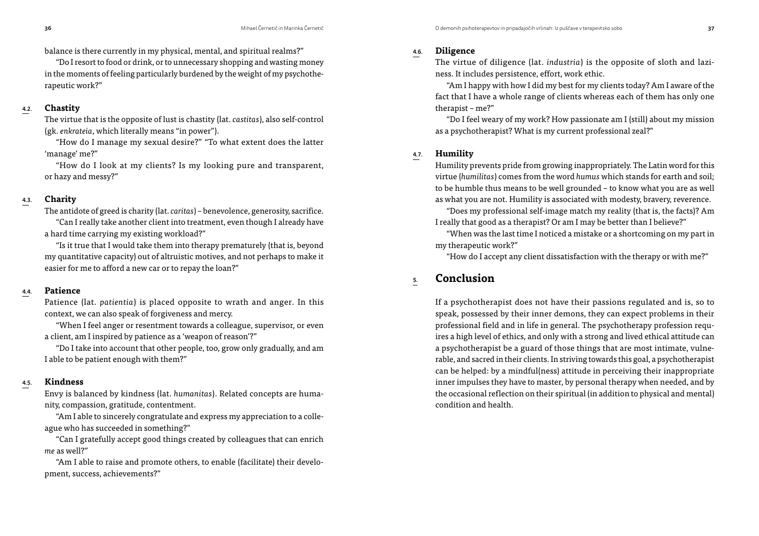balance is there currently in my physical, mental, and spiritual realms?"

"Do I resort to food or drink, or to unnecessary shopping and wasting money in the moments of feeling particularly burdened by the weight of my psychotherapeutic work?"

### 4.2. Chastity

The virtue that is the opposite of lust is chastity (lat. *castitas*), also self-control (gk. *enkrateia*, which literally means "in power").

"How do I manage my sexual desire?" "To what extent does the latter 'manage' me?"

"How do I look at my clients? Is my looking pure and transparent, or hazy and messy?"

### 4.3. Charity

The antidote of greed is charity (lat. *caritas*) – benevolence, generosity, sacrifice.

"Can I really take another client into treatment, even though I already have a hard time carrying my existing workload?"

"Is it true that I would take them into therapy prematurely (that is, beyond my quantitative capacity) out of altruistic motives, and not perhaps to make it easier for me to afford a new car or to repay the loan?"

### 4.4. Patience

Patience (lat. *patientia*) is placed opposite to wrath and anger. In this context, we can also speak of forgiveness and mercy.

"When I feel anger or resentment towards a colleague, supervisor, or even a client, am I inspired by patience as a 'weapon of reason'?"

"Do I take into account that other people, too, grow only gradually, and am I able to be patient enough with them?"

### 4.5. Kindness

Envy is balanced by kindness (lat. *humanitas*). Related concepts are humanity, compassion, gratitude, contentment.

"Am I able to sincerely congratulate and express my appreciation to a colleague who has succeeded in something?"

"Can I gratefully accept good things created by colleagues that can enrich *me* as well?"

"Am I able to raise and promote others, to enable (facilitate) their development, success, achievements?"

### 4.6. Diligence

The virtue of diligence (lat. *industria*) is the opposite of sloth and laziness. It includes persistence, effort, work ethic.

"Am I happy with how I did my best for my clients today? Am I aware of the fact that I have a whole range of clients whereas each of them has only one therapist – me?"

"Do I feel weary of my work? How passionate am I (still) about my mission as a psychotherapist? What is my current professional zeal?"

### 4.7. Humility

Humility prevents pride from growing inappropriately. The Latin word for this virtue (*humilitas*) comes from the word *humus* which stands for earth and soil; to be humble thus means to be well grounded – to know what you are as well as what you are not. Humility is associated with modesty, bravery, reverence.

"Does my professional self-image match my reality (that is, the facts)? Am I really that good as a therapist? Or am I may be better than I believe?"

"When was the last time I noticed a mistake or a shortcoming on my part in my therapeutic work?"

"How do I accept any client dissatisfaction with the therapy or with me?"

## 5. Conclusion

If a psychotherapist does not have their passions regulated and is, so to speak, possessed by their inner demons, they can expect problems in their professional field and in life in general. The psychotherapy profession requires a high level of ethics, and only with a strong and lived ethical attitude can a psychotherapist be a guard of those things that are most intimate, vulnerable, and sacred in their clients. In striving towards this goal, a psychotherapist can be helped: by a mindful(ness) attitude in perceiving their inappropriate inner impulses they have to master, by personal therapy when needed, and by the occasional reflection on their spiritual (in addition to physical and mental) condition and health.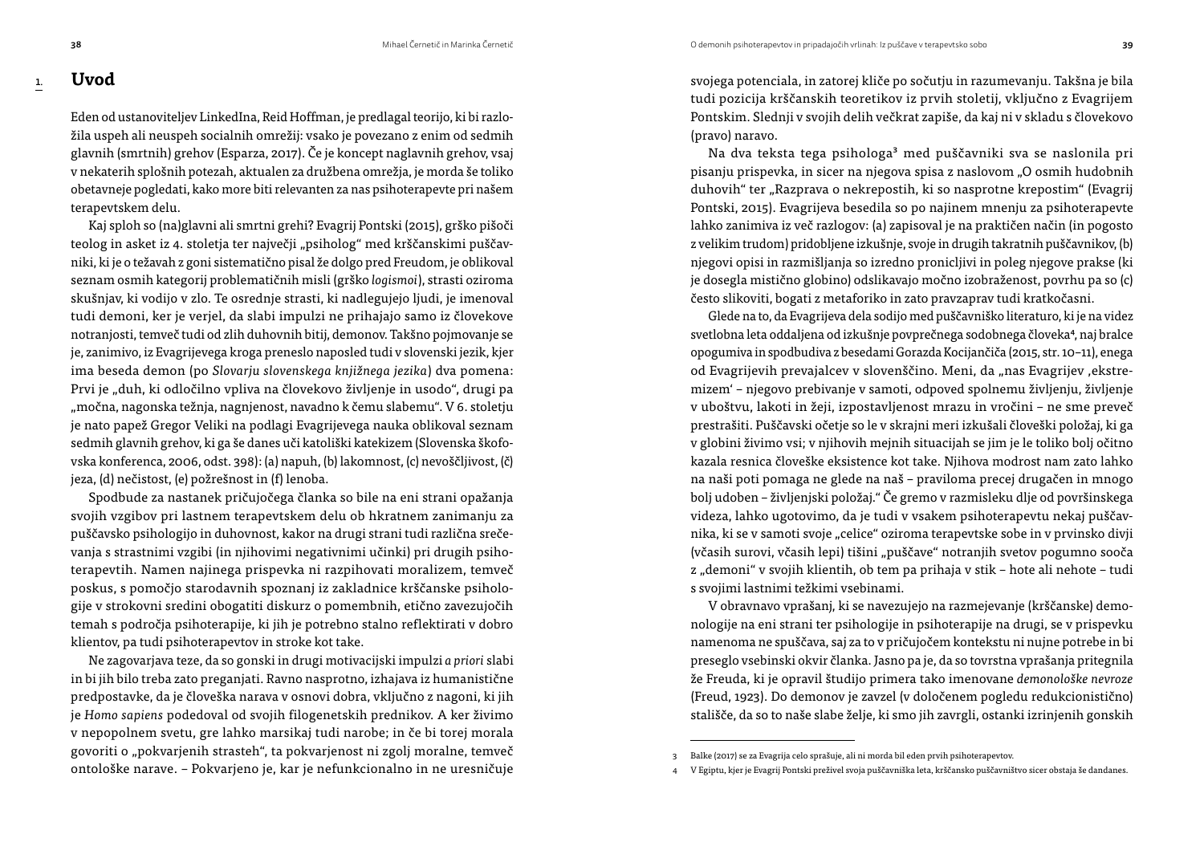# 1. Uvod

Eden od ustanoviteljev LinkedIna, Reid Hoffman, je predlagal teorijo, ki bi razložila uspeh ali neuspeh socialnih omrežij: vsako je povezano z enim od sedmih glavnih (smrtnih) grehov (Esparza, 2017). Če je koncept naglavnih grehov, vsaj v nekaterih splošnih potezah, aktualen za družbena omrežja, je morda še toliko obetavneje pogledati, kako more biti relevanten za nas psihoterapevte pri našem terapevtskem delu.

Kaj sploh so (na)glavni ali smrtni grehi? Evagrij Pontski (2015), grško pišoči teolog in asket iz 4. stoletja ter največji „psiholog" med krščanskimi puščavniki, ki je o težavah z goni sistematično pisal že dolgo pred Freudom, je oblikoval seznam osmih kategorij problematičnih misli (grško *logismoi*), strasti oziroma skušnjav, ki vodijo v zlo. Te osrednje strasti, ki nadlegujejo ljudi, je imenoval tudi demoni, ker je verjel, da slabi impulzi ne prihajajo samo iz človekove notranjosti, temveč tudi od zlih duhovnih bitij, demonov. Takšno pojmovanje se je, zanimivo, iz Evagrijevega kroga preneslo naposled tudi v slovenski jezik, kjer ima beseda demon (po *Slovarju slovenskega knjižnega jezika*) dva pomena: Prvi je „duh, ki odločilno vpliva na človekovo življenje in usodo", drugi pa „močna, nagonska težnja, nagnjenost, navadno k čemu slabemu". V 6. stoletju je nato papež Gregor Veliki na podlagi Evagrijevega nauka oblikoval seznam sedmih glavnih grehov, ki ga še danes uči katoliški katekizem (Slovenska škofovska konferenca, 2006, odst. 398): (a) napuh, (b) lakomnost, (c) nevoščljivost, (č) jeza, (d) nečistost, (e) požrešnost in (f) lenoba.

Spodbude za nastanek pričujočega članka so bile na eni strani opažanja svojih vzgibov pri lastnem terapevtskem delu ob hkratnem zanimanju za puščavsko psihologijo in duhovnost, kakor na drugi strani tudi različna srečevanja s strastnimi vzgibi (in njihovimi negativnimi učinki) pri drugih psihoterapevtih. Namen najinega prispevka ni razpihovati moralizem, temveč poskus, s pomočjo starodavnih spoznanj iz zakladnice krščanske psihologije v strokovni sredini obogatiti diskurz o pomembnih, etično zavezujočih temah s področja psihoterapije, ki jih je potrebno stalno reflektirati v dobro klientov, pa tudi psihoterapevtov in stroke kot take.

Ne zagovarjava teze, da so gonski in drugi motivacijski impulzi *a priori* slabi in bi jih bilo treba zato preganjati. Ravno nasprotno, izhajava iz humanistične predpostavke, da je človeška narava v osnovi dobra, vključno z nagoni, ki jih je *Homo sapiens* podedoval od svojih filogenetskih prednikov. A ker živimo v nepopolnem svetu, gre lahko marsikaj tudi narobe; in če bi torej morala govoriti o „pokvarjenih strasteh", ta pokvarjenost ni zgolj moralne, temveč ontološke narave. – Pokvarjeno je, kar je nefunkcionalno in ne uresničuje svojega potenciala, in zatorej kliče po sočutju in razumevanju. Takšna je bila tudi pozicija krščanskih teoretikov iz prvih stoletij, vključno z Evagrijem Pontskim. Slednji v svojih delih večkrat zapiše, da kaj ni v skladu s človekovo (pravo) naravo.

Na dva teksta tega psihologa[3] med puščavniki sva se naslonila pri pisanju prispevka, in sicer na njegova spisa z naslovom „O osmih hudobnih duhovih" ter „Razprava o nekrepostih, ki so nasprotne krepostim" (Evagrij Pontski, 2015). Evagrijeva besedila so po najinem mnenju za psihoterapevte lahko zanimiva iz več razlogov: (a) zapisoval je na praktičen način (in pogosto z velikim trudom) pridobljene izkušnje, svoje in drugih takratnih puščavnikov, (b) njegovi opisi in razmišljanja so izredno pronicljivi in poleg njegove prakse (ki je dosegla mistično globino) odslikavajo močno izobraženost, povrhu pa so (c) često slikoviti, bogati z metaforiko in zato pravzaprav tudi kratkočasni.

Glede na to, da Evagrijeva dela sodijo med puščavniško literaturo, ki je na videz svetlobna leta oddaljena od izkušnje povprečnega sodobnega človeka[4], naj bralce opogumiva in spodbudiva z besedami Gorazda Kocijančiča (2015, str. 10–11), enega od Evagrijevih prevajalcev v slovenščino. Meni, da „nas Evagrijev ‚ekstremizem' – njegovo prebivanje v samoti, odpoved spolnemu življenju, življenje v uboštvu, lakoti in žeji, izpostavljenost mrazu in vročini – ne sme preveč prestrašiti. Puščavski očetje so le v skrajni meri izkušali človeški položaj, ki ga v globini živimo vsi; v njihovih mejnih situacijah se jim je le toliko bolj očitno kazala resnica človeške eksistence kot take. Njihova modrost nam zato lahko na naši poti pomaga ne glede na naš – praviloma precej drugačen in mnogo bolj udoben – življenjski položaj." Če gremo v razmisleku dlje od površinskega videza, lahko ugotovimo, da je tudi v vsakem psihoterapevtu nekaj puščavnika, ki se v samoti svoje „celice" oziroma terapevtske sobe in v prvinsko divji (včasih surovi, včasih lepi) tišini „puščave" notranjih svetov pogumno sooča z „demoni" v svojih klientih, ob tem pa prihaja v stik – hote ali nehote – tudi s svojimi lastnimi težkimi vsebinami.

V obravnavo vprašanj, ki se navezujejo na razmejevanje (krščanske) demonologije na eni strani ter psihologije in psihoterapije na drugi, se v prispevku namenoma ne spuščava, saj za to v pričujočem kontekstu ni nujne potrebe in bi preseglo vsebinski okvir članka. Jasno pa je, da so tovrstna vprašanja pritegnila že Freuda, ki je opravil študijo primera tako imenovane *demonološke nevroze* (Freud, 1923). Do demonov je zavzel (v določenem pogledu redukcionistično) stališče, da so to naše slabe želje, ki smo jih zavrgli, ostanki izrinjenih gonskih

---

[3] Balke (2017) se za Evagrija celo sprašuje, ali ni morda bil eden prvih psihoterapevtov.

[4] V Egiptu, kjer je Evagrij Pontski preživel svoja puščavniška leta, krščansko puščavništvo sicer obstaja še dandanes.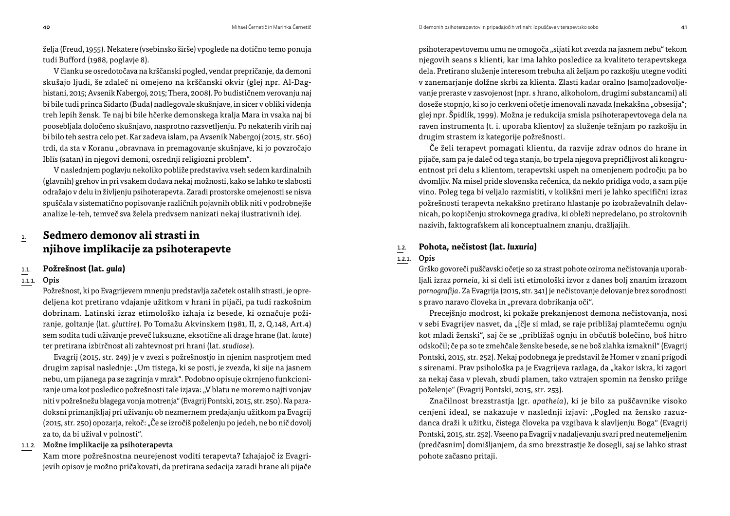želja (Freud, 1955). Nekatere (vsebinsko širše) vpoglede na dotično temo ponuja tudi Bufford (1988, poglavje 8).

V članku se osredotočava na krščanski pogled, vendar prepričanje, da demoni skušajo ljudi, še zdaleč ni omejeno na krščanski okvir (glej npr. Al-Daghistani, 2015; Avsenik Nabergoj, 2015; Thera, 2008). Po budističnem verovanju naj bi bile tudi princa Sidarto (Buda) nadlegovale skušnjave, in sicer v obliki videnja treh lepih žensk. Te naj bi bile hčerke demonskega kralja Mara in vsaka naj bi poosebljala določeno skušnjavo, nasprotno razsvetljenju. Po nekaterih virih naj bi bilo teh sestra celo pet. Kar zadeva islam, pa Avsenik Nabergoj (2015, str. 560) trdi, da sta v Koranu „obravnava in premagovanje skušnjave, ki jo povzročajo Iblis (satan) in njegovi demoni, osrednji religiozni problem".

V naslednjem poglavju nekoliko pobliže predstaviva vseh sedem kardinalnih (glavnih) grehov in pri vsakem dodava nekaj možnosti, kako se lahko te slabosti odražajo v delu in življenju psihoterapevta. Zaradi prostorske omejenosti se nisva spuščala v sistematično popisovanje različnih pojavnih oblik niti v podrobnejše analize le-teh, temveč sva želela predvsem nanizati nekaj ilustrativnih idej.

# 1. Sedmero demonov ali strasti in njihove implikacije za psihoterapevte

## 1.1. Požrešnost (lat. *gula*)

### 1.1.1. Opis

Požrešnost, ki po Evagrijevem mnenju predstavlja začetek ostalih strasti, je opredeljena kot pretirano vdajanje užitkom v hrani in pijači, pa tudi razkošnim dobrinam. Latinski izraz etimološko izhaja iz besede, ki označuje požiranje, goltanje (lat. *gluttire*). Po Tomažu Akvinskem (1981, II, 2, Q.148, Art.4) sem sodita tudi uživanje preveč luksuzne, eksotične ali drage hrane (lat. *laute*) ter pretirana izbirčnost ali zahtevnost pri hrani (lat. *studiose*).

Evagrij (2015, str. 249) je v zvezi s požrešnostjo in njenim nasprotjem med drugim zapisal naslednje: „Um tistega, ki se posti, je zvezda, ki sije na jasnem nebu, um pijanega pa se zagrinja v mrak". Podobno opisuje okrnjeno funkcioniranje uma kot posledico požrešnosti tale izjava: „V blatu ne moremo najti vonjav niti v požrešnežu blagega vonja motrenja" (Evagrij Pontski, 2015, str. 250). Na paradoksni primanjkljaj pri uživanju ob nezmernem predajanju užitkom pa Evagrij (2015, str. 250) opozarja, rekoč: „Če se izročiš poželenju po jedeh, ne bo nič dovolj za to, da bi užival v polnosti".

### 1.1.2. Možne implikacije za psihoterapevta

Kam more požrešnostna neurejenost voditi terapevta? Izhajajoč iz Evagrijevih opisov je možno pričakovati, da pretirana sedacija zaradi hrane ali pijače psihoterapevtovemu umu ne omogoča „sijati kot zvezda na jasnem nebu" tekom njegovih seans s klienti, kar ima lahko posledice za kvaliteto terapevtskega dela. Pretirano služenje interesom trebuha ali željam po razkošju utegne voditi v zanemarjanje dolžne skrbi za klienta. Zlasti kadar oralno (samo)zadovoljevanje preraste v zasvojenost (npr. s hrano, alkoholom, drugimi substancami) ali doseže stopnjo, ki so jo cerkveni očetje imenovali navada (nekakšna „obsesija"; glej npr. Špidlík, 1999). Možna je redukcija smisla psihoterapevtovega dela na raven instrumenta (t. i. uporaba klientov) za služenje težnjam po razkošju in drugim strastem iz kategorije požrešnosti.

Če želi terapevt pomagati klientu, da razvije zdrav odnos do hrane in pijače, sam pa je daleč od tega stanja, bo trpela njegova prepričljivost ali kongruentnost pri delu s klientom, terapevtski uspeh na omenjenem področju pa bo dvomljiv. Na misel pride slovenska rečenica, da nekdo pridiga vodo, a sam pije vino. Poleg tega bi veljalo razmisliti, v kolikšni meri je lahko specifični izraz požrešnosti terapevta nekakšno pretirano hlastanje po izobraževalnih delavnicah, po kopičenju strokovnega gradiva, ki obleži nepredelano, po strokovnih nazivih, faktografskem ali konceptualnem znanju, dražljajih.

## 1.2. Pohota, nečistost (lat. *luxuria*)

### 1.2.1. Opis

Grško govoreči puščavski očetje so za strast pohote oziroma nečistovanja uporabljali izraz *porneia*, ki si deli isti etimološki izvor z danes bolj znanim izrazom *pornografija*. Za Evagrija (2015, str. 341) je nečistovanje delovanje brez sorodnosti s pravo naravo človeka in „prevara dobrikanja oči".

Precejšnjo modrost, ki pokaže prekanjenost demona nečistovanja, nosi v sebi Evagrijev nasvet, da „[č]e si mlad, se raje približaj plamtečemu ognju kot mladi ženski", saj če se „približaš ognju in občutiš bolečino, boš hitro odskočil; če pa so te zmehčale ženske besede, se ne boš zlahka izmaknil" (Evagrij Pontski, 2015, str. 252). Nekaj podobnega je predstavil že Homer v znani prigodi s sirenami. Prav psihološka pa je Evagrijeva razlaga, da „kakor iskra, ki zagori za nekaj časa v plevah, zbudi plamen, tako vztrajen spomin na žensko prižge poželenje" (Evagrij Pontski, 2015, str. 253).

Značilnost brezstrastja (gr. *apatheia*), ki je bilo za puščavnike visoko cenjeni ideal, se nakazuje v naslednji izjavi: „Pogled na žensko razuzdanca draži k užitku, čistega človeka pa vzgibava k slavljenju Boga" (Evagrij Pontski, 2015, str. 252). Vseeno pa Evagrij v nadaljevanju svari pred neutemeljenim (predčasnim) domišljanjem, da smo brezstrastje že dosegli, saj se lahko strast pohote začasno pritaji.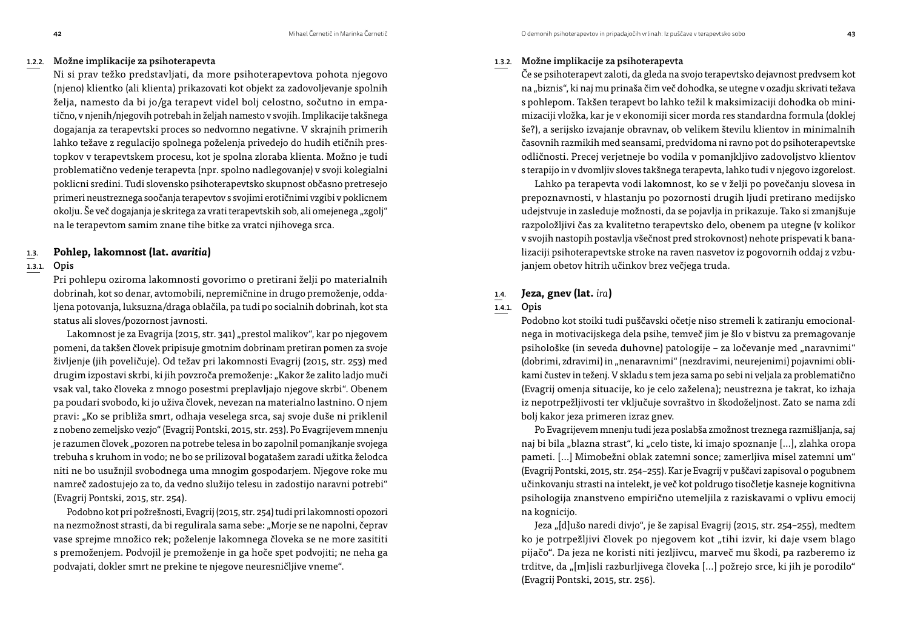### 1.2.2. Možne implikacije za psihoterapevta

Ni si prav težko predstavljati, da more psihoterapevtova pohota njegovo (njeno) klientko (ali klienta) prikazovati kot objekt za zadovoljevanje spolnih želja, namesto da bi jo/ga terapevt videl bolj celostno, sočutno in empatično, v njenih/njegovih potrebah in željah namesto v svojih. Implikacije takšnega dogajanja za terapevtski proces so nedvomno negativne. V skrajnih primerih lahko težave z regulacijo spolnega poželenja privedejo do hudih etičnih prestopkov v terapevtskem procesu, kot je spolna zloraba klienta. Možno je tudi problematično vedenje terapevta (npr. spolno nadlegovanje) v svoji kolegialni poklicni sredini. Tudi slovensko psihoterapevtsko skupnost občasno pretresejo primeri neustreznega soočanja terapevtov s svojimi erotičnimi vzgibi v poklicnem okolju. Še več dogajanja je skritega za vrati terapevtskih sob, ali omejenega „zgolj" na le terapevtom samim znane tihe bitke za vratci njihovega srca.

## 1.3. Pohlep, lakomnost (lat. *avaritia*)

### 1.3.1. Opis

Pri pohlepu oziroma lakomnosti govorimo o pretirani želji po materialnih dobrinah, kot so denar, avtomobili, nepremičnine in drugo premoženje, oddaljena potovanja, luksuzna/draga oblačila, pa tudi po socialnih dobrinah, kot sta status ali sloves/pozornost javnosti.

Lakomnost je za Evagrija (2015, str. 341) „prestol malikov", kar po njegovem pomeni, da takšen človek pripisuje gmotnim dobrinam pretiran pomen za svoje življenje (jih poveličuje). Od težav pri lakomnosti Evagrij (2015, str. 253) med drugim izpostavi skrbi, ki jih povzroča premoženje: „Kakor že zalito ladjo muči vsak val, tako človeka z mnogo posestmi preplavljajo njegove skrbi". Obenem pa poudari svobodo, ki jo uživa človek, nevezan na materialno lastnino. O njem pravi: „Ko se približa smrt, odhaja veselega srca, saj svoje duše ni priklenil z nobeno zemeljsko vezjo" (Evagrij Pontski, 2015, str. 253). Po Evagrijevem mnenju je razumen človek „pozoren na potrebe telesa in bo zapolnil pomanjkanje svojega trebuha s kruhom in vodo; ne bo se prilizoval bogatašem zaradi užitka želodca niti ne bo usužnjil svobodnega uma mnogim gospodarjem. Njegove roke mu namreč zadostujejo za to, da vedno služijo telesu in zadostijo naravni potrebi" (Evagrij Pontski, 2015, str. 254).

Podobno kot pri požrešnosti, Evagrij (2015, str. 254) tudi pri lakomnosti opozori na nezmožnost strasti, da bi regulirala sama sebe: „Morje se ne napolni, čeprav vase sprejme množico rek; poželenje lakomnega človeka se ne more zasititi s premoženjem. Podvojil je premoženje in ga hoče spet podvojiti; ne neha ga podvajati, dokler smrt ne prekine te njegove neuresničljive vneme".

### 1.3.2. Možne implikacije za psihoterapevta

Če se psihoterapevt zaloti, da gleda na svojo terapevtsko dejavnost predvsem kot na „biznis", ki naj mu prinaša čim več dohodka, se utegne v ozadju skrivati težava s pohlepom. Takšen terapevt bo lahko težil k maksimizaciji dohodka ob minimizaciji vložka, kar je v ekonomiji sicer morda res standardna formula (doklej še?), a serijsko izvajanje obravnav, ob velikem številu klientov in minimalnih časovnih razmikih med seansami, predvidoma ni ravno pot do psihoterapevtske odličnosti. Precej verjetneje bo vodila v pomanjkljivo zadovoljstvo klientov s terapijo in v dvomljiv sloves takšnega terapevta, lahko tudi v njegovo izgorelost.

Lahko pa terapevta vodi lakomnost, ko se v želji po povečanju slovesa in prepoznavnosti, v hlastanju po pozornosti drugih ljudi pretirano medijsko udejstvuje in zasleduje možnosti, da se pojavlja in prikazuje. Tako si zmanjšuje razpoložljivi čas za kvalitetno terapevtsko delo, obenem pa utegne (v kolikor v svojih nastopih postavlja všečnost pred strokovnost) nehote prispevati k banalizaciji psihoterapevtske stroke na raven nasvetov iz pogovornih oddaj z vzbujanjem obetov hitrih učinkov brez večjega truda.

## 1.4. Jeza, gnev (lat. *ira*)

### 1.4.1. Opis

Podobno kot stoiki tudi puščavski očetje niso stremeli k zatiranju emocionalnega in motivacijskega dela psihe, temveč jim je šlo v bistvu za premagovanje psihološke (in seveda duhovne) patologije – za ločevanje med „naravnimi" (dobrimi, zdravimi) in „nenaravnimi" (nezdravimi, neurejenimi) pojavnimi oblikami čustev in teženj. V skladu s tem jeza sama po sebi ni veljala za problematično (Evagrij omenja situacije, ko je celo zaželena); neustrezna je takrat, ko izhaja iz nepotrpežljivosti ter vključuje sovraštvo in škodoželjnost. Zato se nama zdi bolj kakor jeza primeren izraz gnev.

Po Evagrijevem mnenju tudi jeza poslabša zmožnost treznega razmišljanja, saj naj bi bila „blazna strast", ki „celo tiste, ki imajo spoznanje […], zlahka oropa pameti. […] Mimobežni oblak zatemni sonce; zamerljiva misel zatemni um" (Evagrij Pontski, 2015, str. 254–255). Kar je Evagrij v puščavi zapisoval o pogubnem učinkovanju strasti na intelekt, je več kot poldrugo tisočletje kasneje kognitivna psihologija znanstveno empirično utemeljila z raziskavami o vplivu emocij na kognicijo.

Jeza „[d]ušo naredi divjo", je še zapisal Evagrij (2015, str. 254–255), medtem ko je potrpežljivi človek po njegovem kot „tihi izvir, ki daje vsem blago pijačo". Da jeza ne koristi niti jezljivcu, marveč mu škodi, pa razberemo iz trditve, da „[m]isli razburljivega človeka […] požrejo srce, ki jih je porodilo" (Evagrij Pontski, 2015, str. 256).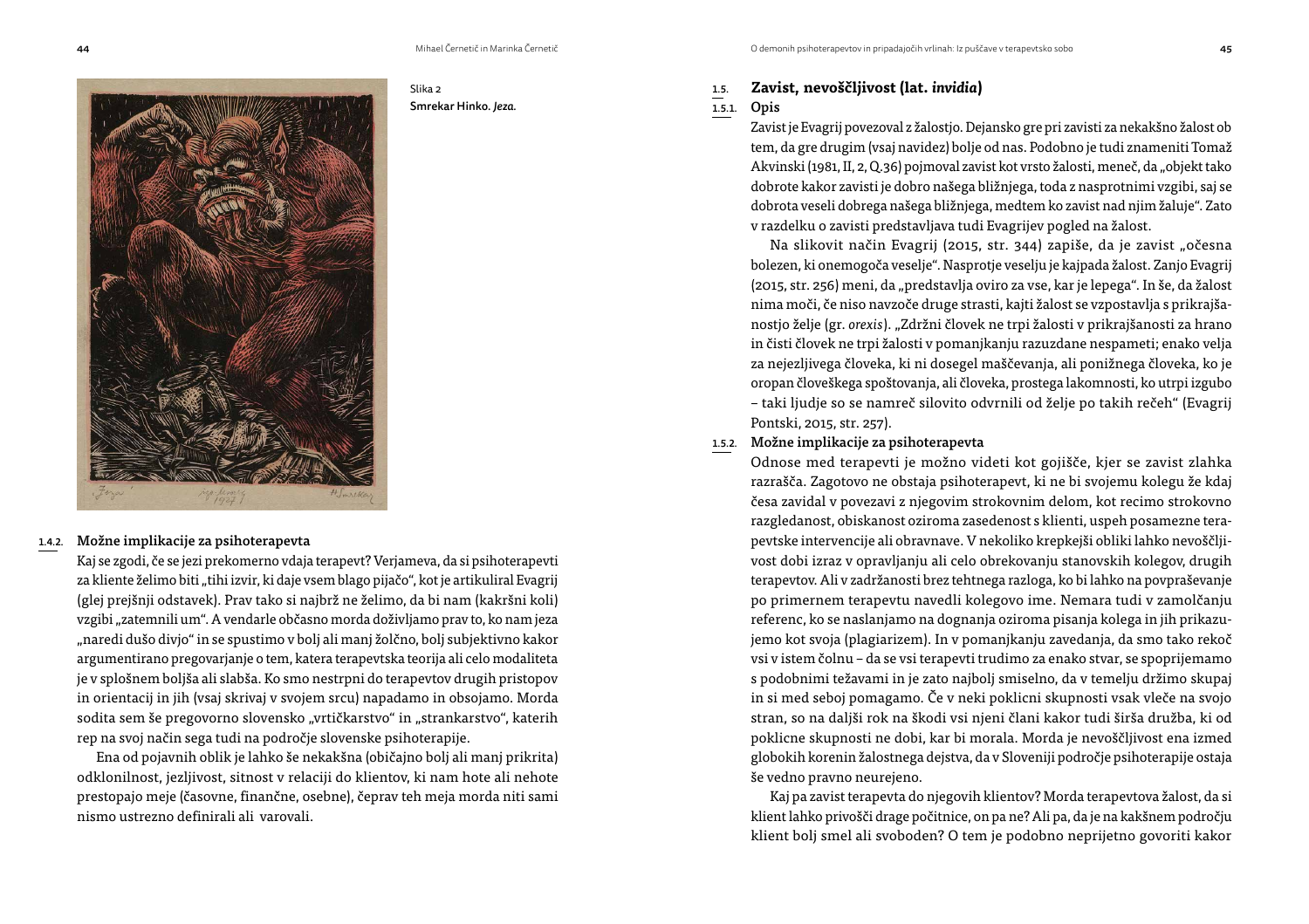Slika 2
Smrekar Hinko. *Jeza.*

### 1.4.2. Možne implikacije za psihoterapevta

Kaj se zgodi, če se jezi prekomerno vdaja terapevt? Verjameva, da si psihoterapevti za kliente želimo biti „tihi izvir, ki daje vsem blago pijačo", kot je artikuliral Evagrij (glej prejšnji odstavek). Prav tako si najbrž ne želimo, da bi nam (kakršni koli) vzgibi „zatemnili um". A vendarle občasno morda doživljamo prav to, ko nam jeza „naredi dušo divjo" in se spustimo v bolj ali manj žolčno, bolj subjektivno kakor argumentirano pregovarjanje o tem, katera terapevtska teorija ali celo modaliteta je v splošnem boljša ali slabša. Ko smo nestrpni do terapevtov drugih pristopov in orientacij in jih (vsaj skrivaj v svojem srcu) napadamo in obsojamo. Morda sodita sem še pregovorno slovensko „vrtičkarstvo" in „strankarstvo", katerih rep na svoj način sega tudi na področje slovenske psihoterapije.

Ena od pojavnih oblik je lahko še nekakšna (običajno bolj ali manj prikrita) odklonilnost, jezljivost, sitnost v relaciji do klientov, ki nam hote ali nehote prestopajo meje (časovne, finančne, osebne), čeprav teh meja morda niti sami nismo ustrezno definirali ali varovali.

## 1.5. Zavist, nevoščljivost (lat. *invidia*)

### 1.5.1. Opis

Zavist je Evagrij povezoval z žalostjo. Dejansko gre pri zavisti za nekakšno žalost ob tem, da gre drugim (vsaj navidez) bolje od nas. Podobno je tudi znameniti Tomaž Akvinski (1981, II, 2, Q.36) pojmoval zavist kot vrsto žalosti, meneč, da „objekt tako dobrote kakor zavisti je dobro našega bližnjega, toda z nasprotnimi vzgibi, saj se dobrota veseli dobrega našega bližnjega, medtem ko zavist nad njim žaluje". Zato v razdelku o zavisti predstavljava tudi Evagrijev pogled na žalost.

Na slikovit način Evagrij (2015, str. 344) zapiše, da je zavist „očesna bolezen, ki onemogoča veselje". Nasprotje veselju je kajpada žalost. Zanjo Evagrij (2015, str. 256) meni, da „predstavlja oviro za vse, kar je lepega". In še, da žalost nima moči, če niso navzoče druge strasti, kajti žalost se vzpostavlja s prikrajšanostjo želje (gr. *orexis*). „Zdržni človek ne trpi žalosti v prikrajšanosti za hrano in čisti človek ne trpi žalosti v pomanjkanju razuzdane nespameti; enako velja za nejezljivega človeka, ki ni dosegel maščevanja, ali ponižnega človeka, ko je oropan človeškega spoštovanja, ali človeka, prostega lakomnosti, ko utrpi izgubo – taki ljudje so se namreč silovito odvrnili od želje po takih rečeh" (Evagrij Pontski, 2015, str. 257).

### 1.5.2. Možne implikacije za psihoterapevta

Odnose med terapevti je možno videti kot gojišče, kjer se zavist zlahka razrašča. Zagotovo ne obstaja psihoterapevt, ki ne bi svojemu kolegu že kdaj česa zavidal v povezavi z njegovim strokovnim delom, kot recimo strokovno razgledanost, obiskanost oziroma zasedenost s klienti, uspeh posamezne terapevtske intervencije ali obravnave. V nekoliko krepkejši obliki lahko nevoščljivost dobi izraz v opravljanju ali celo obrekovanju stanovskih kolegov, drugih terapevtov. Ali v zadržanosti brez tehtnega razloga, ko bi lahko na povpraševanje po primernem terapevtu navedli kolegovo ime. Nemara tudi v zamolčanju referenc, ko se naslanjamo na dognanja oziroma pisanja kolega in jih prikazujemo kot svoja (plagiarizem). In v pomanjkanju zavedanja, da smo tako rekoč vsi v istem čolnu – da se vsi terapevti trudimo za enako stvar, se spoprijemamo s podobnimi težavami in je zato najbolj smiselno, da v temelju držimo skupaj in si med seboj pomagamo. Če v neki poklicni skupnosti vsak vleče na svojo stran, so na daljši rok na škodi vsi njeni člani kakor tudi širša družba, ki od poklicne skupnosti ne dobi, kar bi morala. Morda je nevoščljivost ena izmed globokih korenin žalostnega dejstva, da v Sloveniji področje psihoterapije ostaja še vedno pravno neurejeno.

Kaj pa zavist terapevta do njegovih klientov? Morda terapevtova žalost, da si klient lahko privošči drage počitnice, on pa ne? Ali pa, da je na kakšnem področju klient bolj smel ali svoboden? O tem je podobno neprijetno govoriti kakor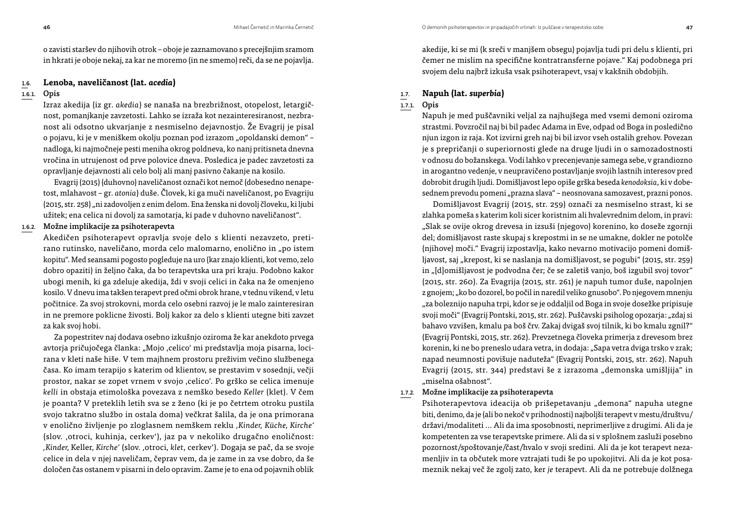o zavisti staršev do njihovih otrok – oboje je zaznamovano s precejšnjim sramom in hkrati je oboje nekaj, za kar ne moremo (in ne smemo) reči, da se ne pojavlja.

## 1.6. Lenoba, naveličanost (lat. *acedia*)

### 1.6.1. Opis

Izraz akedija (iz gr. *akedia*) se nanaša na brezbrižnost, otopelost, letargičnost, pomanjkanje zavzetosti. Lahko se izraža kot nezainteresiranost, nezbranost ali odsotno ukvarjanje z nesmiselno dejavnostjo. Že Evagrij je pisal o pojavu, ki je v meniškem okolju poznan pod izrazom „opoldanski demon" – nadloga, ki najmočneje pesti meniha okrog poldneva, ko nanj pritisneta dnevna vročina in utrujenost od prve polovice dneva. Posledica je padec zavzetosti za opravljanje dejavnosti ali celo bolj ali manj pasivno čakanje na kosilo.

Evagrij (2015) (duhovno) naveličanost označi kot nemoč (dobesedno nenapetost, mlahavost – gr. *atonia*) duše. Človek, ki ga muči naveličanost, po Evagriju (2015, str. 258) „ni zadovoljen z enim delom. Ena ženska ni dovolj človeku, ki ljubi užitek; ena celica ni dovolj za samotarja, ki pade v duhovno naveličanost".

### 1.6.2. Možne implikacije za psihoterapevta

Akedičen psihoterapevt opravlja svoje delo s klienti nezavzeto, pretirano rutinsko, naveličano, morda celo malomarno, enolično in „po istem kopitu". Med seansami pogosto pogleduje na uro (kar znajo klienti, kot vemo, zelo dobro opaziti) in željno čaka, da bo terapevtska ura pri kraju. Podobno kakor ubogi menih, ki ga zdeluje akedija, ždi v svoji celici in čaka na že omenjeno kosilo. V dnevu ima takšen terapevt pred očmi obrok hrane, v tednu vikend, v letu počitnice. Za svoj strokovni, morda celo osebni razvoj je le malo zainteresiran in ne premore poklicne živosti. Bolj kakor za delo s klienti utegne biti zavzet za kak svoj hobi.

Za popestritev naj dodava osebno izkušnjo oziroma že kar anekdoto prvega avtorja pričujočega članka: „Mojo ‚celico' mi predstavlja moja pisarna, locirana v kleti naše hiše. V tem majhnem prostoru preživim večino službenega časa. Ko imam terapijo s katerim od klientov, se prestavim v sosednji, večji prostor, nakar se zopet vrnem v svojo ‚celico'. Po grško se celica imenuje *kelli* in obstaja etimološka povezava z nemško besedo *Keller* (klet). V čem je poanta? V preteklih letih sva se z ženo (ki je po četrtem otroku pustila svojo takratno službo in ostala doma) večkrat šalila, da je ona primorana v enolično življenje po zloglasnem nemškem reklu *‚Kinder, Küche, Kirche'* (slov. ‚otroci, kuhinja, cerkev'), jaz pa v nekoliko drugačno enoličnost: *‚Kinder,* Keller*, Kirche'* (slov. ‚otroci, *klet*, cerkev'). Dogaja se pač, da se svoje celice in dela v njej naveličam, čeprav vem, da je zame in za vse dobro, da še določen čas ostanem v pisarni in delo opravim. Zame je to ena od pojavnih oblik akedije, ki se mi (k sreči v manjšem obsegu) pojavlja tudi pri delu s klienti, pri čemer ne mislim na specifične kontratransferne pojave." Kaj podobnega pri svojem delu najbrž izkuša vsak psihoterapevt, vsaj v kakšnih obdobjih.

## 1.7. Napuh (lat. *superbia*)

### 1.7.1. Opis

Napuh je med puščavniki veljal za najhujšega med vsemi demoni oziroma strastmi. Povzročil naj bi bil padec Adama in Eve, odpad od Boga in posledično njun izgon iz raja. Kot izvirni greh naj bi bil izvor vseh ostalih grehov. Povezan je s prepričanji o superiornosti glede na druge ljudi in o samozadostnosti v odnosu do božanskega. Vodi lahko v precenjevanje samega sebe, v grandiozno in arogantno vedenje, v neupravičeno postavljanje svojih lastnih interesov pred dobrobit drugih ljudi. Domišljavost lepo opiše grška beseda *kenodoksia*, ki v dobesednem prevodu pomeni „prazna slava" – neosnovana samozavest, prazni ponos.

Domišljavost Evagrij (2015, str. 259) označi za nesmiselno strast, ki se zlahka pomeša s katerim koli sicer koristnim ali hvalevrednim delom, in pravi: „Slak se ovije okrog drevesa in izsuši (njegovo) korenino, ko doseže zgornji del; domišljavost raste skupaj s krepostmi in se ne umakne, dokler ne potolče (njihove) moči." Evagrij izpostavlja, kako nevarno motivacijo pomeni domišljavost, saj „krepost, ki se naslanja na domišljavost, se pogubi" (2015, str. 259) in „[d]omišljavost je podvodna čer; če se zaletiš vanjo, boš izgubil svoj tovor" (2015, str. 260). Za Evagrija (2015, str. 261) je napuh tumor duše, napolnjen z gnojem; „ko bo dozorel, bo počil in naredil veliko gnusobo". Po njegovem mnenju „za boleznijo napuha trpi, kdor se je oddaljil od Boga in svoje dosežke pripisuje svoji moči" (Evagrij Pontski, 2015, str. 262). Puščavski psiholog opozarja: „zdaj si bahavo vzvišen, kmalu pa boš črv. Zakaj dvigaš svoj tilnik, ki bo kmalu zgnil?" (Evagrij Pontski, 2015, str. 262). Prevzetnega človeka primerja z drevesom brez korenin, ki ne bo preneslo udara vetra, in dodaja: „Sapa vetra dviga trsko v zrak; napad neumnosti povišuje naduteža" (Evagrij Pontski, 2015, str. 262). Napuh Evagrij (2015, str. 344) predstavi še z izrazoma „demonska umišljija" in „miselna ošabnost".

### 1.7.2. Možne implikacije za psihoterapevta

Psihoterapevtova ideacija ob prišepetavanju „demona" napuha utegne biti, denimo, da je (ali bo nekoč v prihodnosti) najboljši terapevt v mestu/družtvu/državi/modaliteti … Ali da ima sposobnosti, neprimerljive z drugimi. Ali da je kompetenten za vse terapevtske primere. Ali da si v splošnem zasluži posebno pozornost/spoštovanje/čast/hvalo v svoji sredini. Ali da je kot terapevt nezamenljiv in ta občutek more vztrajati tudi še po upokojitvi. Ali da je kot posameznik nekaj več že zgolj zato, ker *je* terapevt. Ali da ne potrebuje dolžnega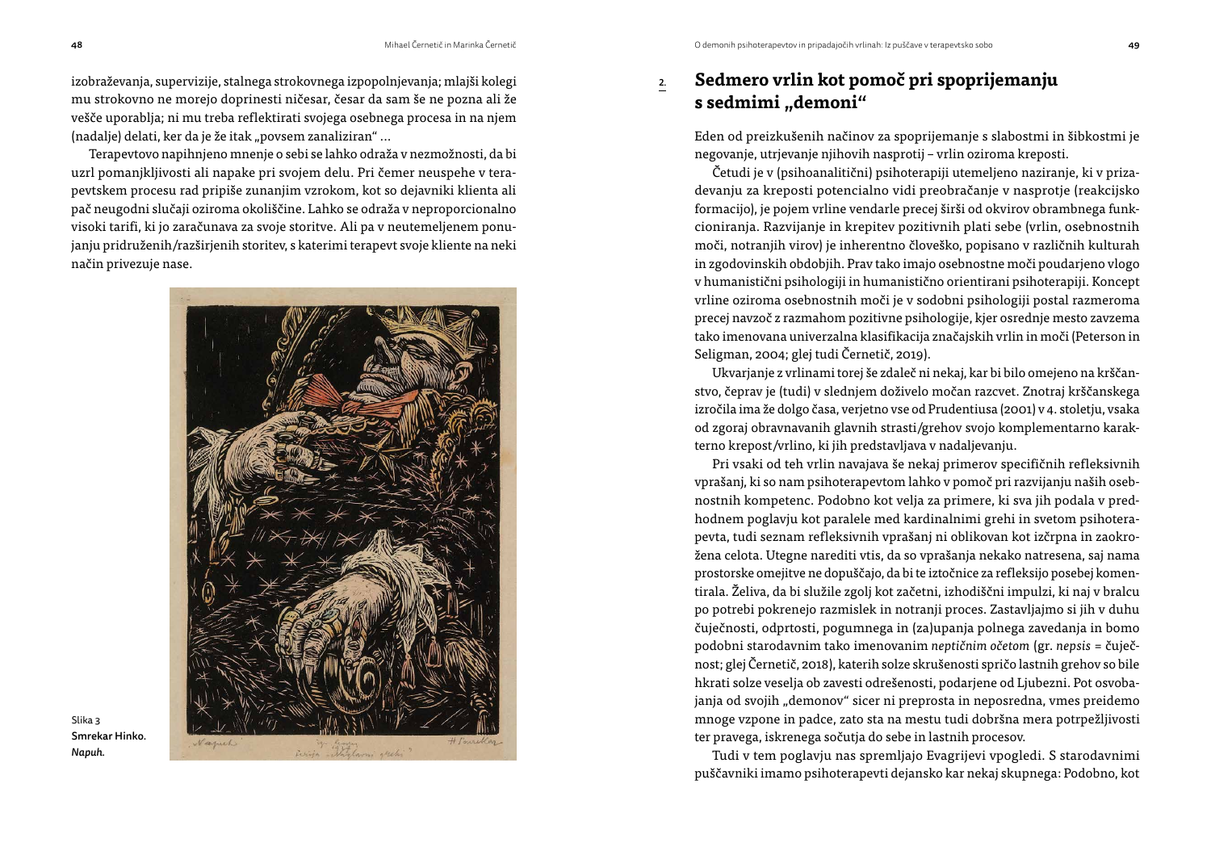izobraževanja, supervizije, stalnega strokovnega izpopolnjevanja; mlajši kolegi mu strokovno ne morejo doprinesti ničesar, česar da sam še ne pozna ali že vešče uporablja; ni mu treba reflektirati svojega osebnega procesa in na njem (nadalje) delati, ker da je že itak „povsem zanaliziran" ...

Terapevtovo napihnjeno mnenje o sebi se lahko odraža v nezmožnosti, da bi uzrl pomanjkljivosti ali napake pri svojem delu. Pri čemer neuspehe v terapevtskem procesu rad pripiše zunanjim vzrokom, kot so dejavniki klienta ali pač neugodni slučaji oziroma okoliščine. Lahko se odraža v neproporcionalno visoki tarifi, ki jo zaračunava za svoje storitve. Ali pa v neutemeljenem ponujanju pridruženih/razširjenih storitev, s katerimi terapevt svoje kliente na neki način privezuje nase.

Slika 3
**Smrekar Hinko.**
***Napuh.***

## 2. Sedmero vrlin kot pomoč pri spoprijemanju s sedmimi „demoni"

Eden od preizkušenih načinov za spoprijemanje s slabostmi in šibkostmi je negovanje, utrjevanje njihovih nasprotij – vrlin oziroma kreposti.

Četudi je v (psihoanalitični) psihoterapiji utemeljeno naziranje, ki v prizadevanju za kreposti potencialno vidi preobračanje v nasprotje (reakcijsko formacijo), je pojem vrline vendarle precej širši od okvirov obrambnega funkcioniranja. Razvijanje in krepitev pozitivnih plati sebe (vrlin, osebnostnih moči, notranjih virov) je inherentno človeško, popisano v različnih kulturah in zgodovinskih obdobjih. Prav tako imajo osebnostne moči poudarjeno vlogo v humanistični psihologiji in humanistično orientirani psihoterapiji. Koncept vrline oziroma osebnostnih moči je v sodobni psihologiji postal razmeroma precej navzoč z razmahom pozitivne psihologije, kjer osrednje mesto zavzema tako imenovana univerzalna klasifikacija značajskih vrlin in moči (Peterson in Seligman, 2004; glej tudi Černetič, 2019).

Ukvarjanje z vrlinami torej še zdaleč ni nekaj, kar bi bilo omejeno na krščanstvo, čeprav je (tudi) v slednjem doživelo močan razcvet. Znotraj krščanskega izročila ima že dolgo časa, verjetno vse od Prudentiusa (2001) v 4. stoletju, vsaka od zgoraj obravnavanih glavnih strasti/grehov svojo komplementarno karakterno krepost/vrlino, ki jih predstavljava v nadaljevanju.

Pri vsaki od teh vrlin navajava še nekaj primerov specifičnih refleksivnih vprašanj, ki so nam psihoterapevtom lahko v pomoč pri razvijanju naših osebnostnih kompetenc. Podobno kot velja za primere, ki sva jih podala v predhodnem poglavju kot paralele med kardinalnimi grehi in svetom psihoterapevta, tudi seznam refleksivnih vprašanj ni oblikovan kot izčrpna in zaokrožena celota. Utegne narediti vtis, da so vprašanja nekako natresena, saj nama prostorske omejitve ne dopuščajo, da bi te iztočnice za refleksijo posebej komentirala. Želiva, da bi služile zgolj kot začetni, izhodiščni impulzi, ki naj v bralcu po potrebi pokrenejo razmislek in notranji proces. Zastavljajmo si jih v duhu čuječnosti, odprtosti, pogumnega in (za)upanja polnega zavedanja in bomo podobni starodavnim tako imenovanim *neptičnim očetom* (gr. *nepsis* = čuječnost; glej Černetič, 2018), katerih solze skrušenosti spričo lastnih grehov so bile hkrati solze veselja ob zavesti odrešenosti, podarjene od Ljubezni. Pot osvobajanja od svojih „demonov" sicer ni preprosta in neposredna, vmes preidemo mnoge vzpone in padce, zato sta na mestu tudi dobršna mera potrpežljivosti ter pravega, iskrenega sočutja do sebe in lastnih procesov.

Tudi v tem poglavju nas spremljajo Evagrijevi vpogledi. S starodavnimi puščavniki imamo psihoterapevti dejansko kar nekaj skupnega: Podobno, kot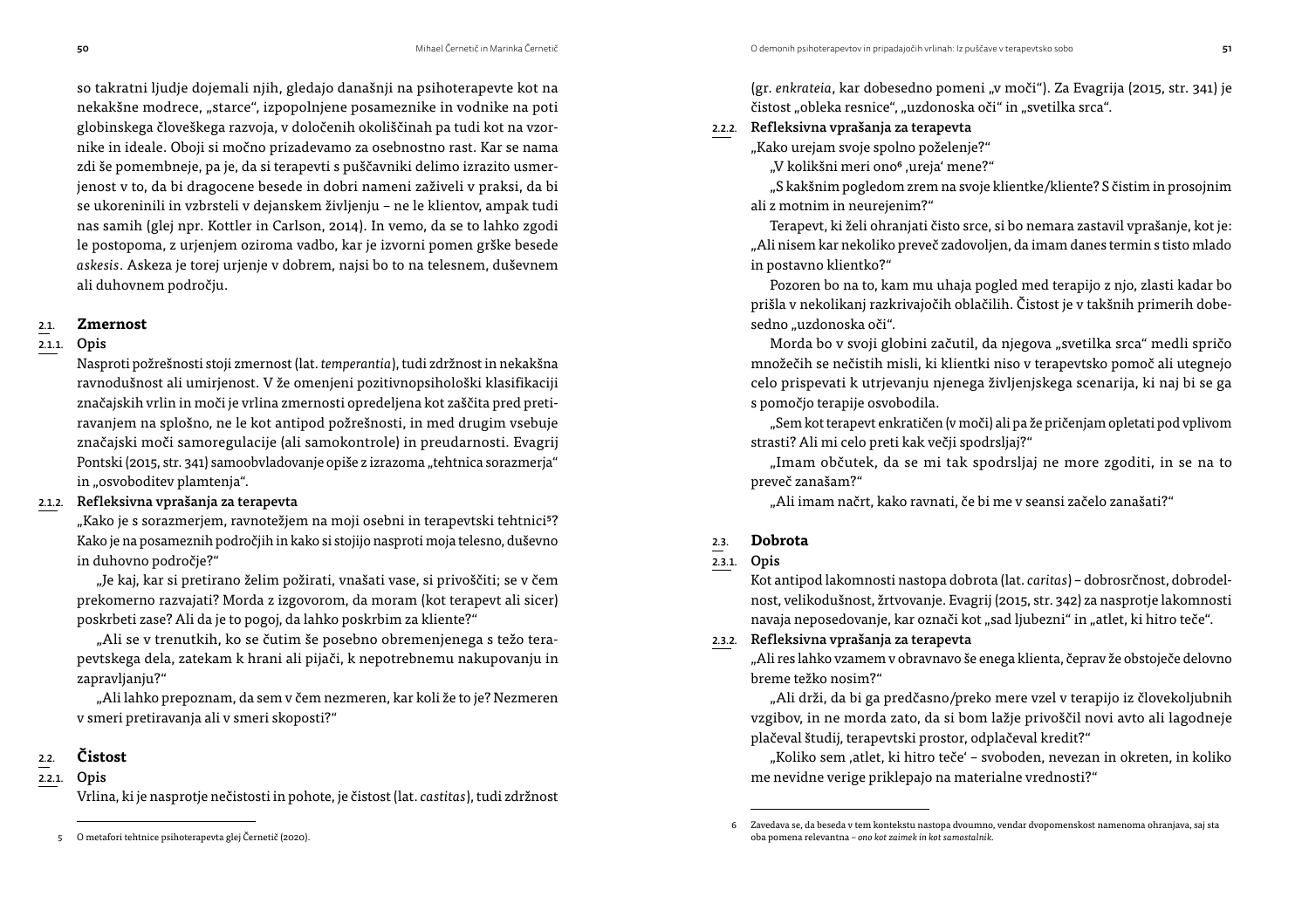so takratni ljudje dojemali njih, gledajo današnji na psihoterapevte kot na nekakšne modrece, „starce“, izpopolnjene posameznike in vodnike na poti globinskega človeškega razvoja, v določenih okoliščinah pa tudi kot na vzornike in ideale. Oboji si močno prizadevamo za osebnostno rast. Kar se nama zdi še pomembneje, pa je, da si terapevti s puščavniki delimo izrazito usmerjenost v to, da bi dragocene besede in dobri nameni zaživeli v praksi, da bi se ukoreninili in vzbrsteli v dejanskem življenju – ne le klientov, ampak tudi nas samih (glej npr. Kottler in Carlson, 2014). In vemo, da se to lahko zgodi le postopoma, z urjenjem oziroma vadbo, kar je izvorni pomen grške besede *askesis*. Askeza je torej urjenje v dobrem, najsi bo to na telesnem, duševnem ali duhovnem področju.

## 2.1. Zmernost

### 2.1.1. Opis

Nasproti požrešnosti stoji zmernost (lat. *temperantia*), tudi zdržnost in nekakšna ravnodušnost ali umirjenost. V že omenjeni pozitivnopsihološki klasifikaciji značajskih vrlin in moči je vrlina zmernosti opredeljena kot zaščita pred pretiravanjem na splošno, ne le kot antipod požrešnosti, in med drugim vsebuje značajski moči samoregulacije (ali samokontrole) in preudarnosti. Evagrij Pontski (2015, str. 341) samoobvladovanje opiše z izrazoma „tehtnica sorazmerja“ in „osvoboditev plamtenja“.

### 2.1.2. Refleksivna vprašanja za terapevta

„Kako je s sorazmerjem, ravnotežjem na moji osebni in terapevtski tehtnici[5]? Kako je na posameznih področjih in kako si stojijo nasproti moja telesno, duševno in duhovno področje?“

„Je kaj, kar si pretirano želim požirati, vnašati vase, si privoščiti; se v čem prekomerno razvajati? Morda z izgovorom, da moram (kot terapevt ali sicer) poskrbeti zase? Ali da je to pogoj, da lahko poskrbim za kliente?“

„Ali se v trenutkih, ko se čutim še posebno obremenjenega s težo terapevtskega dela, zatekam k hrani ali pijači, k nepotrebnemu nakupovanju in zapravljanju?“

„Ali lahko prepoznam, da sem v čem nezmeren, kar koli že to je? Nezmeren v smeri pretiravanja ali v smeri skoposti?“

## 2.2. Čistost

### 2.2.1. Opis

Vrlina, ki je nasprotje nečistosti in pohote, je čistost (lat. *castitas*), tudi zdržnost (gr. *enkrateia*, kar dobesedno pomeni „v moči“). Za Evagrija (2015, str. 341) je čistost „obleka resnice“, „uzdonoska oči“ in „svetilka srca“.

### 2.2.2. Refleksivna vprašanja za terapevta

„Kako urejam svoje spolno poželenje?“

„V kolikšni meri ono[6] ‚ureja‘ mene?“

„S kakšnim pogledom zrem na svoje klientke/kliente? S čistim in prosojnim ali z motnim in neurejenim?“

Terapevt, ki želi ohranjati čisto srce, si bo nemara zastavil vprašanje, kot je: „Ali nisem kar nekoliko preveč zadovoljen, da imam danes termin s tisto mlado in postavno klientko?“

Pozoren bo na to, kam mu uhaja pogled med terapijo z njo, zlasti kadar bo prišla v nekolikanj razkrivajočih oblačilih. Čistost je v takšnih primerih dobesedno „uzdonoska oči“.

Morda bo v svoji globini začutil, da njegova „svetilka srca“ medli spričo množečih se nečistih misli, ki klientki niso v terapevtsko pomoč ali utegnejo celo prispevati k utrjevanju njenega življenjskega scenarija, ki naj bi se ga s pomočjo terapije osvobodila.

„Sem kot terapevt enkratičen (v moči) ali pa že pričenjam opletati pod vplivom strasti? Ali mi celo preti kak večji spodrsljaj?“

„Imam občutek, da se mi tak spodrsljaj ne more zgoditi, in se na to preveč zanašam?“

„Ali imam načrt, kako ravnati, če bi me v seansi začelo zanašati?“

## 2.3. Dobrota

### 2.3.1. Opis

Kot antipod lakomnosti nastopa dobrota (lat. *caritas*) – dobrosrčnost, dobrodelnost, velikodušnost, žrtvovanje. Evagrij (2015, str. 342) za nasprotje lakomnosti navaja neposedovanje, kar označi kot „sad ljubezni“ in „atlet, ki hitro teče“.

### 2.3.2. Refleksivna vprašanja za terapevta

„Ali res lahko vzamem v obravnavo še enega klienta, čeprav že obstoječe delovno breme težko nosim?“

„Ali drži, da bi ga predčasno/preko mere vzel v terapijo iz človekoljubnih vzgibov, in ne morda zato, da si bom lažje privoščil novi avto ali lagodneje plačeval študij, terapevtski prostor, odplačeval kredit?“

„Koliko sem ‚atlet, ki hitro teče‘ – svoboden, nevezan in okreten, in koliko me nevidne verige priklepajo na materialne vrednosti?“

---

5 O metafori tehtnice psihoterapevta glej Černetič (2020).

6 Zavedava se, da beseda v tem kontekstu nastopa dvoumno, vendar dvopomenskost namenoma ohranjava, saj sta oba pomena relevantna – *ono kot zaimek in kot samostalnik*.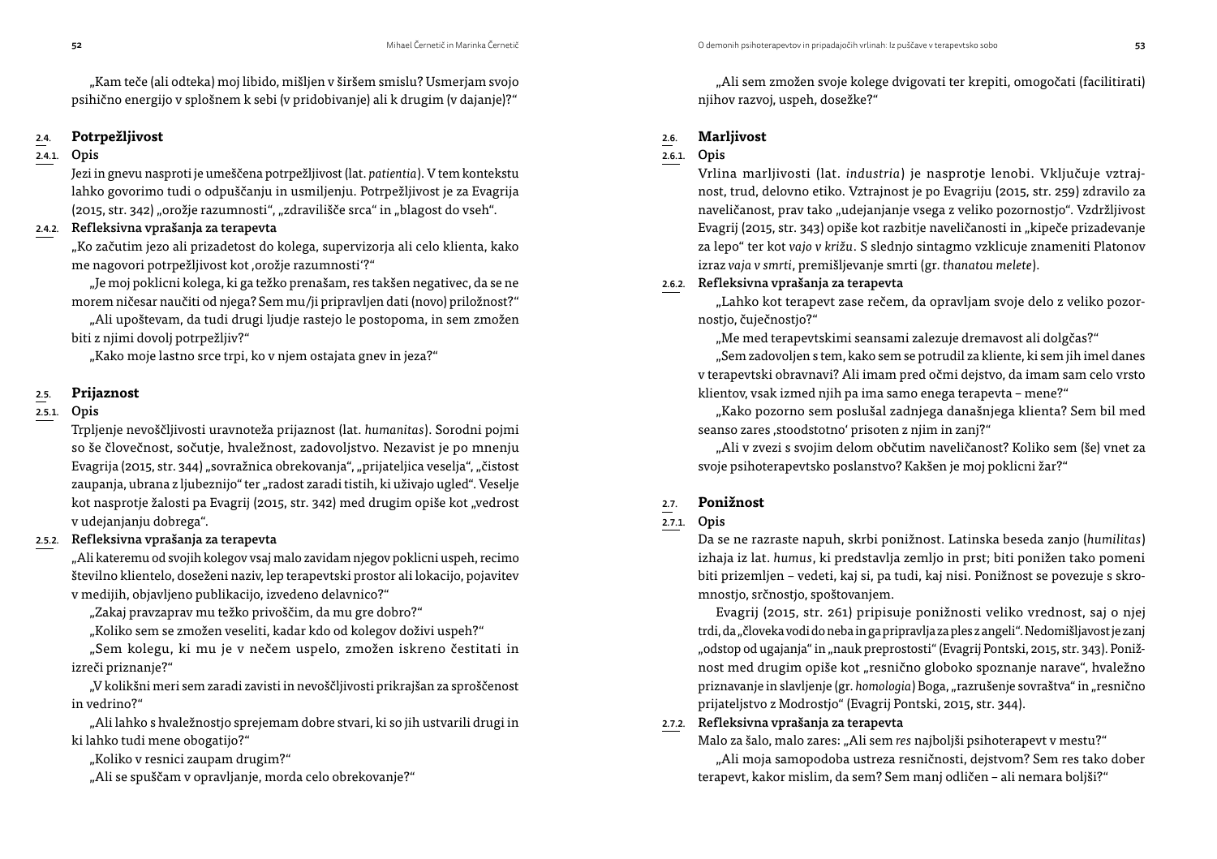„Kam teče (ali odteka) moj libido, mišljen v širšem smislu? Usmerjam svojo psihično energijo v splošnem k sebi (v pridobivanje) ali k drugim (v dajanje)?"

## 2.4. Potrpežljivost

### 2.4.1. Opis

Jezi in gnevu nasproti je umeščena potrpežljivost (lat. *patientia*). V tem kontekstu lahko govorimo tudi o odpuščanju in usmiljenju. Potrpežljivost je za Evagrija (2015, str. 342) „orožje razumnosti", „zdravilišče srca" in „blagost do vseh".

### 2.4.2. Refleksivna vprašanja za terapevta

„Ko začutim jezo ali prizadetost do kolega, supervizorja ali celo klienta, kako me nagovori potrpežljivost kot ‚orožje razumnosti'?"

„Je moj poklicni kolega, ki ga težko prenašam, res takšen negativec, da se ne morem ničesar naučiti od njega? Sem mu/ji pripravljen dati (novo) priložnost?"

„Ali upoštevam, da tudi drugi ljudje rastejo le postopoma, in sem zmožen biti z njimi dovolj potrpežljiv?"

„Kako moje lastno srce trpi, ko v njem ostajata gnev in jeza?"

## 2.5. Prijaznost

### 2.5.1. Opis

Trpljenje nevoščljivosti uravnoteža prijaznost (lat. *humanitas*). Sorodni pojmi so še človečnost, sočutje, hvaležnost, zadovoljstvo. Nezavist je po mnenju Evagrija (2015, str. 344) „sovražnica obrekovanja", „prijateljica veselja", „čistost zaupanja, ubrana z ljubeznijo" ter „radost zaradi tistih, ki uživajo ugled". Veselje kot nasprotje žalosti pa Evagrij (2015, str. 342) med drugim opiše kot „vedrost v udejanjanju dobrega".

### 2.5.2. Refleksivna vprašanja za terapevta

„Ali kateremu od svojih kolegov vsaj malo zavidam njegov poklicni uspeh, recimo številno klientelo, doseženi naziv, lep terapevtski prostor ali lokacijo, pojavitev v medijih, objavljeno publikacijo, izvedeno delavnico?"

„Zakaj pravzaprav mu težko privoščim, da mu gre dobro?"

„Koliko sem se zmožen veseliti, kadar kdo od kolegov doživi uspeh?"

„Sem kolegu, ki mu je v nečem uspelo, zmožen iskreno čestitati in izreči priznanje?"

„V kolikšni meri sem zaradi zavisti in nevoščljivosti prikrajšan za sproščenost in vedrino?"

„Ali lahko s hvaležnostjo sprejemam dobre stvari, ki so jih ustvarili drugi in ki lahko tudi mene obogatijo?"

„Koliko v resnici zaupam drugim?"

„Ali se spuščam v opravljanje, morda celo obrekovanje?"

„Ali sem zmožen svoje kolege dvigovati ter krepiti, omogočati (facilitirati) njihov razvoj, uspeh, dosežke?"

## 2.6. Marljivost

### 2.6.1. Opis

Vrlina marljivosti (lat. *industria*) je nasprotje lenobi. Vključuje vztrajnost, trud, delovno etiko. Vztrajnost je po Evagriju (2015, str. 259) zdravilo za naveličanost, prav tako „udejanjanje vsega z veliko pozornostjo". Vzdržljivost Evagrij (2015, str. 343) opiše kot razbitje naveličanosti in „kipeče prizadevanje za lepo" ter kot *vaja v križu*. S slednjo sintagmo vzklicuje znameniti Platonov izraz *vaja v smrti*, premišljevanje smrti (gr. *thanatou melete*).

### 2.6.2. Refleksivna vprašanja za terapevta

„Lahko kot terapevt zase rečem, da opravljam svoje delo z veliko pozornostjo, čuječnostjo?"

„Me med terapevtskimi seansami zalezuje dremavost ali dolgčas?"

„Sem zadovoljen s tem, kako sem se potrudil za kliente, ki sem jih imel danes v terapevtski obravnavi? Ali imam pred očmi dejstvo, da imam sam celo vrsto klientov, vsak izmed njih pa ima samo enega terapevta – mene?"

„Kako pozorno sem poslušal zadnjega današnjega klienta? Sem bil med seanso zares ‚stoodstotno' prisoten z njim in zanj?"

„Ali v zvezi s svojim delom občutim naveličanost? Koliko sem (še) vnet za svoje psihoterapevtsko poslanstvo? Kakšen je moj poklicni žar?"

## 2.7. Ponižnost

### 2.7.1. Opis

Da se ne razraste napuh, skrbi ponižnost. Latinska beseda zanjo (*humilitas*) izhaja iz lat. *humus*, ki predstavlja zemljo in prst; biti ponižen tako pomeni biti prizemljen – vedeti, kaj si, pa tudi, kaj nisi. Ponižnost se povezuje s skromnostjo, srčnostjo, spoštovanjem.

Evagrij (2015, str. 261) pripisuje ponižnosti veliko vrednost, saj o njej trdi, da „človeka vodi do neba in ga pripravlja za ples z angeli". Nedomišljavost je zanj „odstop od ugajanja" in „nauk preprostosti" (Evagrij Pontski, 2015, str. 343). Ponižnost med drugim opiše kot „resnično globoko spoznanje narave", hvaležno priznavanje in slavljenje (gr. *homologia*) Boga, „razrušenje sovraštva" in „resnično prijateljstvo z Modrostjo" (Evagrij Pontski, 2015, str. 344).

### 2.7.2. Refleksivna vprašanja za terapevta

Malo za šalo, malo zares: „Ali sem *res* najboljši psihoterapevt v mestu?"

„Ali moja samopodoba ustreza resničnosti, dejstvom? Sem res tako dober terapevt, kakor mislim, da sem? Sem manj odličen – ali nemara boljši?"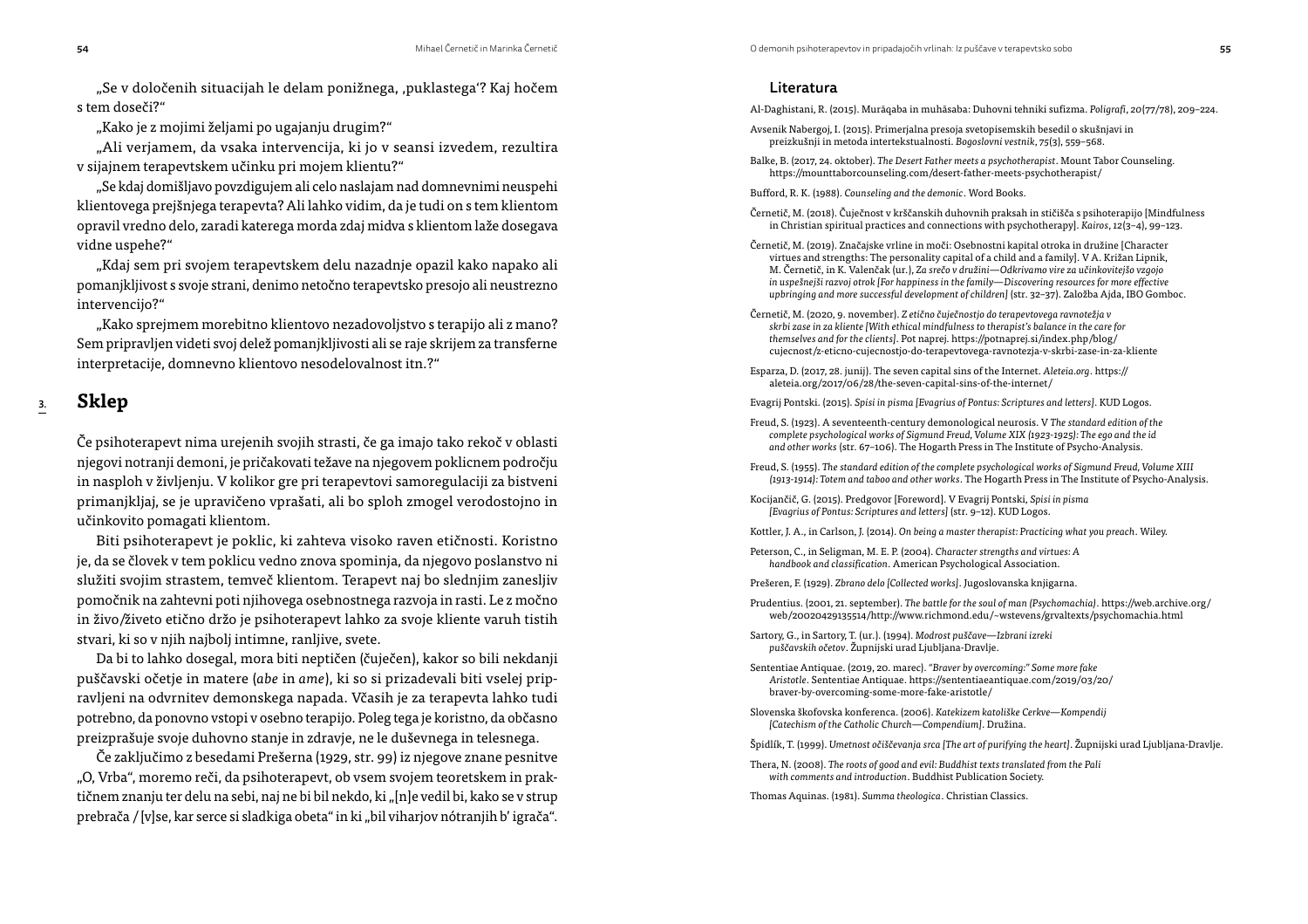„Se v določenih situacijah le delam ponižnega, ‚puklastega'? Kaj hočem s tem doseči?"

„Kako je z mojimi željami po ugajanju drugim?"

„Ali verjamem, da vsaka intervencija, ki jo v seansi izvedem, rezultira v sijajnem terapevtskem učinku pri mojem klientu?"

„Se kdaj domišljavo povzdigujem ali celo naslajam nad domnevnimi neuspehi klientovega prejšnjega terapevta? Ali lahko vidim, da je tudi on s tem klientom opravil vredno delo, zaradi katerega morda zdaj midva s klientom laže dosegava vidne uspehe?"

„Kdaj sem pri svojem terapevtskem delu nazadnje opazil kako napako ali pomanjkljivost s svoje strani, denimo netočno terapevtsko presojo ali neustrezno intervencijo?"

„Kako sprejmem morebitno klientovo nezadovoljstvo s terapijo ali z mano? Sem pripravljen videti svoj delež pomanjkljivosti ali se raje skrijem za transferne interpretacije, domnevno klientovo nesodelovalnost itn.?"

## 3. Sklep

Če psihoterapevt nima urejenih svojih strasti, če ga imajo tako rekoč v oblasti njegovi notranji demoni, je pričakovati težave na njegovem poklicnem področju in nasploh v življenju. V kolikor gre pri terapevtovi samoregulaciji za bistveni primanjkljaj, se je upravičeno vprašati, ali bo sploh zmogel verodostojno in učinkovito pomagati klientom.

Biti psihoterapevt je poklic, ki zahteva visoko raven etičnosti. Koristno je, da se človek v tem poklicu vedno znova spominja, da njegovo poslanstvo ni služiti svojim strastem, temveč klientom. Terapevt naj bo slednjim zanesljiv pomočnik na zahtevni poti njihovega osebnostnega razvoja in rasti. Le z močno in živo/živeto etično držo je psihoterapevt lahko za svoje kliente varuh tistih stvari, ki so v njih najbolj intimne, ranljive, svete.

Da bi to lahko dosegal, mora biti neptičen (čuječen), kakor so bili nekdanji puščavski očetje in matere (*abe* in *ame*), ki so si prizadevali biti vselej pripravljeni na odvrnitev demonskega napada. Včasih je za terapevta lahko tudi potrebno, da ponovno vstopi v osebno terapijo. Poleg tega je koristno, da občasno preizprašuje svoje duhovno stanje in zdravje, ne le duševnega in telesnega.

Če zaključimo z besedami Prešerna (1929, str. 99) iz njegove znane pesnitve „O, Vrba", moremo reči, da psihoterapevt, ob vsem svojem teoretskem in praktičnem znanju ter delu na sebi, naj ne bi bil nekdo, ki „[n]e vedil bi, kako se v strup prebrača / [v]se, kar serce si sladkiga obeta" in ki „bil viharjov nótranjih b' igrača".

## Literatura

Al-Daghistani, R. (2015). Murāqaba in muhāsaba: Duhovni tehniki sufizma. *Poligrafi*, *20*(77/78), 209–224.

Avsenik Nabergoj, I. (2015). Primerjalna presoja svetopisemskih besedil o skušnjavi in preizkušnji in metoda intertekstualnosti. *Bogoslovni vestnik*, *75*(3), 559–568.

Balke, B. (2017, 24. oktober). *The Desert Father meets a psychotherapist*. Mount Tabor Counseling. https://mounttaborcounseling.com/desert-father-meets-psychotherapist/

Bufford, R. K. (1988). *Counseling and the demonic*. Word Books.

Černetič, M. (2018). Čuječnost v krščanskih duhovnih praksah in stičišča s psihoterapijo [Mindfulness in Christian spiritual practices and connections with psychotherapy]. *Kairos*, *12*(3–4), 99–123.

Černetič, M. (2019). Značajske vrline in moči: Osebnostni kapital otroka in družine [Character virtues and strengths: The personality capital of a child and a family]. V A. Križan Lipnik, M. Černetič, in K. Valenčak (ur.), *Za srečo v družini—Odkrivamo vire za učinkovitejšo vzgojo in uspešnejši razvoj otrok [For happiness in the family—Discovering resources for more effective upbringing and more successful development of children]* (str. 32–37). Založba Ajda, IBO Gomboc.

Černetič, M. (2020, 9. november). *Z etično čuječnostjo do terapevtovega ravnotežja v skrbi zase in za kliente [With ethical mindfulness to therapist's balance in the care for themselves and for the clients]*. Pot naprej. https://potnaprej.si/index.php/blog/cujecnost/z-eticno-cujecnostjo-do-terapevtovega-ravnotezja-v-skrbi-zase-in-za-kliente

Esparza, D. (2017, 28. junij). The seven capital sins of the Internet. *Aleteia.org*. https://aleteia.org/2017/06/28/the-seven-capital-sins-of-the-internet/

Evagrij Pontski. (2015). *Spisi in pisma [Evagrius of Pontus: Scriptures and letters]*. KUD Logos.

Freud, S. (1923). A seventeenth-century demonological neurosis. V *The standard edition of the complete psychological works of Sigmund Freud, Volume XIX (1923-1925): The ego and the id and other works* (str. 67–106). The Hogarth Press in The Institute of Psycho-Analysis.

Freud, S. (1955). *The standard edition of the complete psychological works of Sigmund Freud, Volume XIII (1913-1914): Totem and taboo and other works*. The Hogarth Press in The Institute of Psycho-Analysis.

Kocijančič, G. (2015). Predgovor [Foreword]. V Evagrij Pontski, *Spisi in pisma [Evagrius of Pontus: Scriptures and letters]* (str. 9–12). KUD Logos.

Kottler, J. A., in Carlson, J. (2014). *On being a master therapist: Practicing what you preach*. Wiley.

Peterson, C., in Seligman, M. E. P. (2004). *Character strengths and virtues: A handbook and classification*. American Psychological Association.

Prešeren, F. (1929). *Zbrano delo [Collected works]*. Jugoslovanska knjigarna.

Prudentius. (2001, 21. september). *The battle for the soul of man (Psychomachia)*. https://web.archive.org/web/20020429135514/http://www.richmond.edu/~wstevens/grvaltexts/psychomachia.html

Sartory, G., in Sartory, T. (ur.). (1994). *Modrost puščave—Izbrani izreki puščavskih očetov*. Župnijski urad Ljubljana-Dravlje.

Sententiae Antiquae. (2019, 20. marec). *"Braver by overcoming:" Some more fake Aristotle*. Sententiae Antiquae. https://sententiaeantiquae.com/2019/03/20/braver-by-overcoming-some-more-fake-aristotle/

Slovenska škofovska konferenca. (2006). *Katekizem katoliške Cerkve—Kompendij [Catechism of the Catholic Church—Compendium]*. Družina.

Špidlík, T. (1999). *Umetnost očiščevanja srca [The art of purifying the heart]*. Župnijski urad Ljubljana-Dravlje.

Thera, N. (2008). *The roots of good and evil: Buddhist texts translated from the Pali with comments and introduction*. Buddhist Publication Society.

Thomas Aquinas. (1981). *Summa theologica*. Christian Classics.